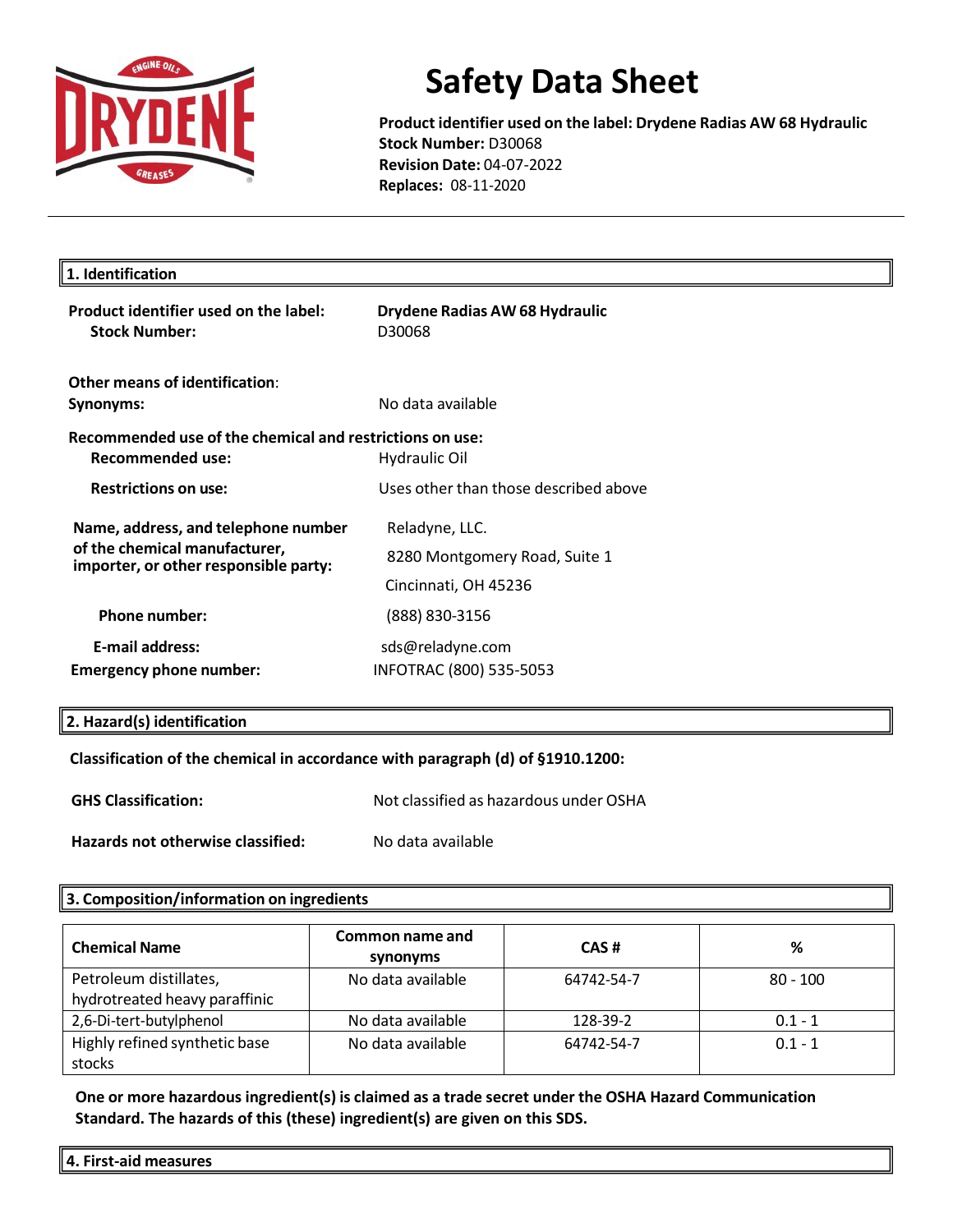# Safety Data Sheet

**Product identifier used on the label: Drydene Radias AW 68 Hydraulic**
**Stock Number:** D30068
**Revision Date:** 04-07-2022
**Replaces:** 08-11-2020

## 1. Identification

**Product identifier used on the label:** **Drydene Radias AW 68 Hydraulic**
**Stock Number:** D30068

**Other means of identification**:
**Synonyms:** No data available

**Recommended use of the chemical and restrictions on use:**
**Recommended use:** Hydraulic Oil
**Restrictions on use:** Uses other than those described above

**Name, address, and telephone number of the chemical manufacturer, importer, or other responsible party:**
Reladyne, LLC.
8280 Montgomery Road, Suite 1
Cincinnati, OH 45236

**Phone number:** (888) 830-3156

**E-mail address:** sds@reladyne.com
**Emergency phone number:** INFOTRAC (800) 535-5053

## 2. Hazard(s) identification

**Classification of the chemical in accordance with paragraph (d) of §1910.1200:**

**GHS Classification:** Not classified as hazardous under OSHA

**Hazards not otherwise classified:** No data available

## 3. Composition/information on ingredients

| Chemical Name | Common name and synonyms | CAS # | % |
|---|---|---|---|
| Petroleum distillates, hydrotreated heavy paraffinic | No data available | 64742-54-7 | 80 - 100 |
| 2,6-Di-tert-butylphenol | No data available | 128-39-2 | 0.1 - 1 |
| Highly refined synthetic base stocks | No data available | 64742-54-7 | 0.1 - 1 |

**One or more hazardous ingredient(s) is claimed as a trade secret under the OSHA Hazard Communication Standard. The hazards of this (these) ingredient(s) are given on this SDS.**

## 4. First-aid measures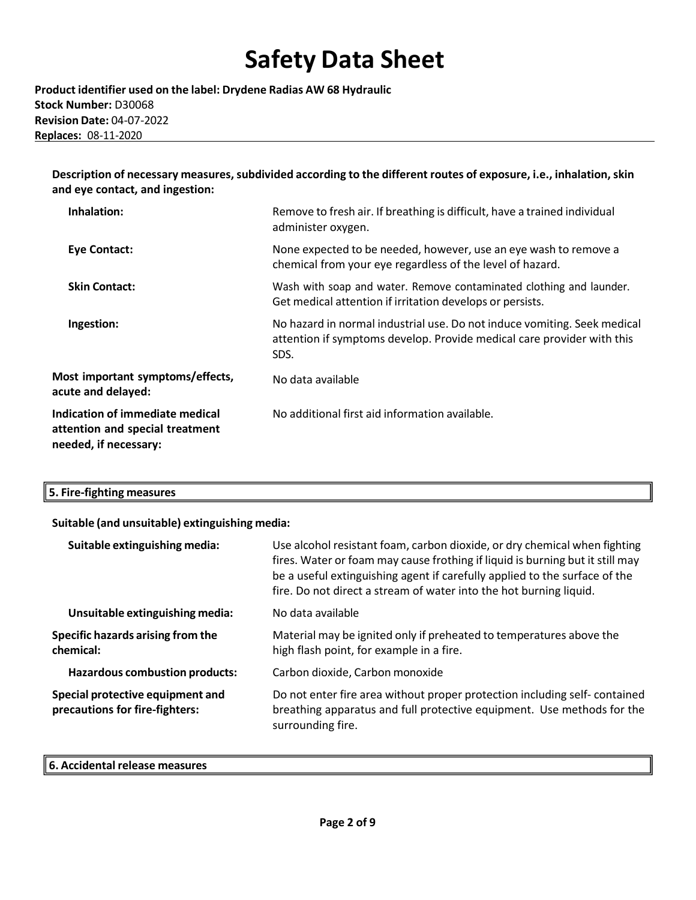**Description of necessary measures, subdivided according to the different routes of exposure, i.e., inhalation, skin and eye contact, and ingestion:**

| | |
|---|---|
| **Inhalation:** | Remove to fresh air. If breathing is difficult, have a trained individual administer oxygen. |
| **Eye Contact:** | None expected to be needed, however, use an eye wash to remove a chemical from your eye regardless of the level of hazard. |
| **Skin Contact:** | Wash with soap and water. Remove contaminated clothing and launder. Get medical attention if irritation develops or persists. |
| **Ingestion:** | No hazard in normal industrial use. Do not induce vomiting. Seek medical attention if symptoms develop. Provide medical care provider with this SDS. |
| **Most important symptoms/effects, acute and delayed:** | No data available |
| **Indication of immediate medical attention and special treatment needed, if necessary:** | No additional first aid information available. |

## 5. Fire-fighting measures

**Suitable (and unsuitable) extinguishing media:**

| | |
|---|---|
| **Suitable extinguishing media:** | Use alcohol resistant foam, carbon dioxide, or dry chemical when fighting fires. Water or foam may cause frothing if liquid is burning but it still may be a useful extinguishing agent if carefully applied to the surface of the fire. Do not direct a stream of water into the hot burning liquid. |
| **Unsuitable extinguishing media:** | No data available |
| **Specific hazards arising from the chemical:** | Material may be ignited only if preheated to temperatures above the high flash point, for example in a fire. |
| **Hazardous combustion products:** | Carbon dioxide, Carbon monoxide |
| **Special protective equipment and precautions for fire-fighters:** | Do not enter fire area without proper protection including self- contained breathing apparatus and full protective equipment. Use methods for the surrounding fire. |

## 6. Accidental release measures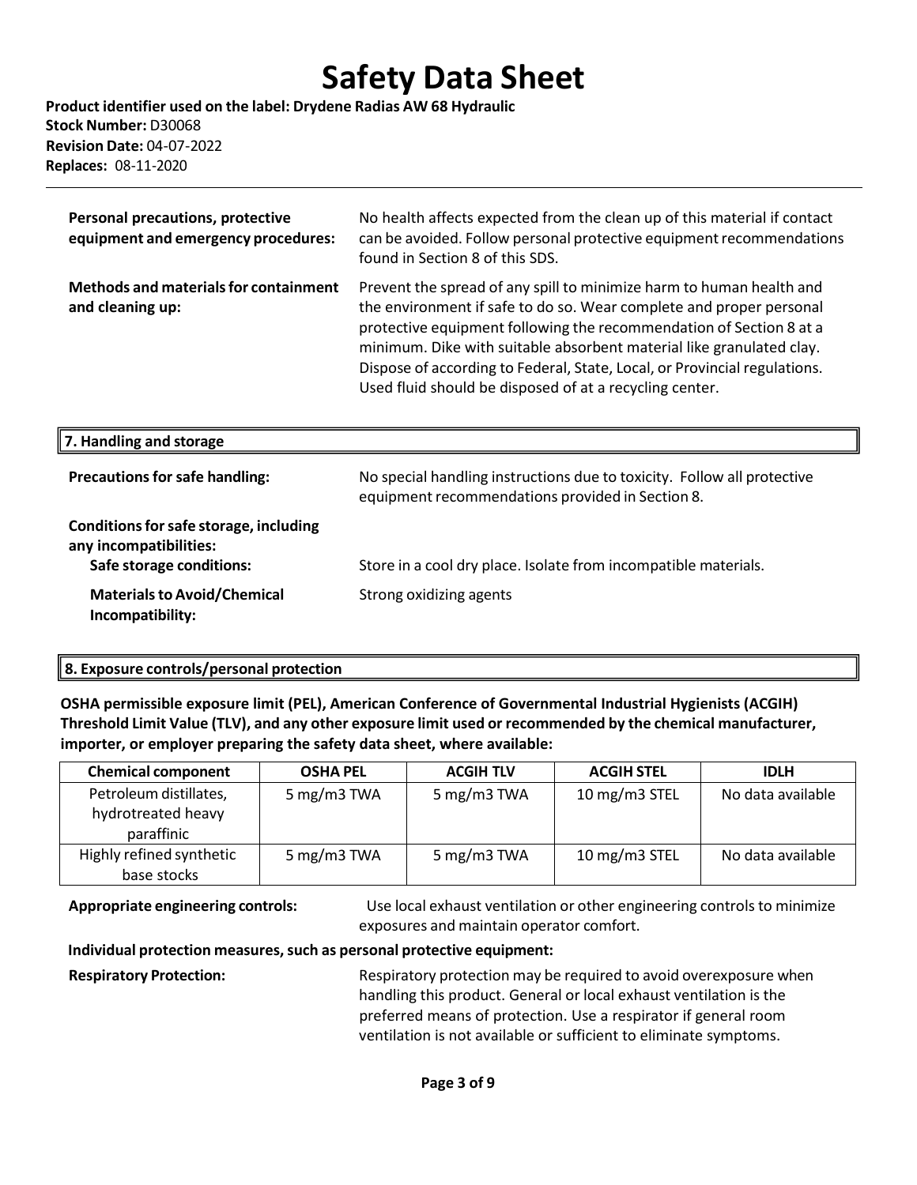| | |
|---|---|
| **Personal precautions, protective equipment and emergency procedures:** | No health affects expected from the clean up of this material if contact can be avoided. Follow personal protective equipment recommendations found in Section 8 of this SDS. |
| **Methods and materials for containment and cleaning up:** | Prevent the spread of any spill to minimize harm to human health and the environment if safe to do so. Wear complete and proper personal protective equipment following the recommendation of Section 8 at a minimum. Dike with suitable absorbent material like granulated clay. Dispose of according to Federal, State, Local, or Provincial regulations. Used fluid should be disposed of at a recycling center. |

## 7. Handling and storage

**Precautions for safe handling:** No special handling instructions due to toxicity. Follow all protective equipment recommendations provided in Section 8.

**Conditions for safe storage, including any incompatibilities:**

**Safe storage conditions:** Store in a cool dry place. Isolate from incompatible materials.

**Materials to Avoid/Chemical Incompatibility:** Strong oxidizing agents

## 8. Exposure controls/personal protection

**OSHA permissible exposure limit (PEL), American Conference of Governmental Industrial Hygienists (ACGIH) Threshold Limit Value (TLV), and any other exposure limit used or recommended by the chemical manufacturer, importer, or employer preparing the safety data sheet, where available:**

| Chemical component | OSHA PEL | ACGIH TLV | ACGIH STEL | IDLH |
|---|---|---|---|---|
| Petroleum distillates, hydrotreated heavy paraffinic | 5 mg/m3 TWA | 5 mg/m3 TWA | 10 mg/m3 STEL | No data available |
| Highly refined synthetic base stocks | 5 mg/m3 TWA | 5 mg/m3 TWA | 10 mg/m3 STEL | No data available |

**Appropriate engineering controls:** Use local exhaust ventilation or other engineering controls to minimize exposures and maintain operator comfort.

**Individual protection measures, such as personal protective equipment:**

**Respiratory Protection:** Respiratory protection may be required to avoid overexposure when handling this product. General or local exhaust ventilation is the preferred means of protection. Use a respirator if general room ventilation is not available or sufficient to eliminate symptoms.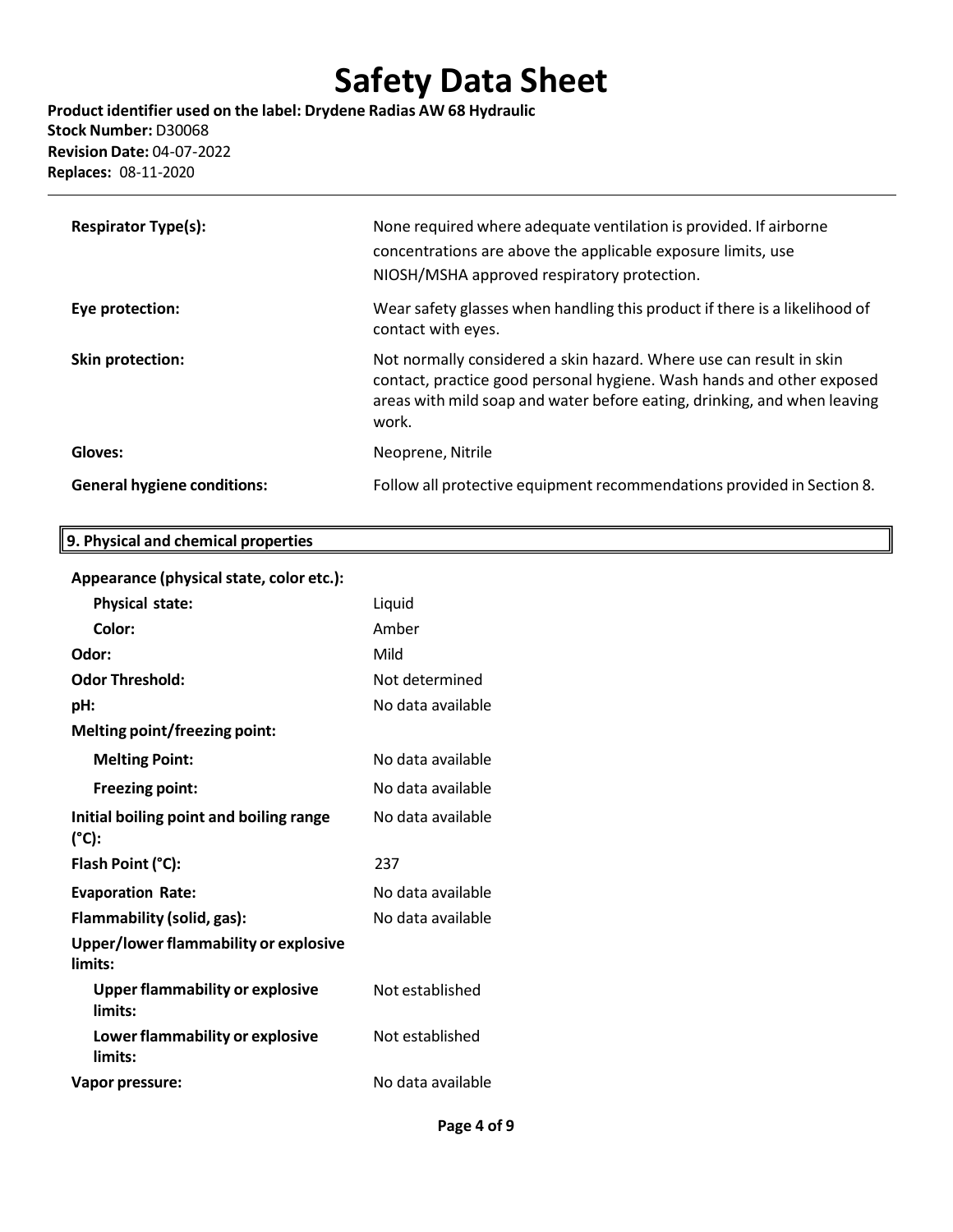| | |
|---|---|
| **Respirator Type(s):** | None required where adequate ventilation is provided. If airborne concentrations are above the applicable exposure limits, use NIOSH/MSHA approved respiratory protection. |
| **Eye protection:** | Wear safety glasses when handling this product if there is a likelihood of contact with eyes. |
| **Skin protection:** | Not normally considered a skin hazard. Where use can result in skin contact, practice good personal hygiene. Wash hands and other exposed areas with mild soap and water before eating, drinking, and when leaving work. |
| **Gloves:** | Neoprene, Nitrile |
| **General hygiene conditions:** | Follow all protective equipment recommendations provided in Section 8. |

## 9. Physical and chemical properties

| | |
|---|---|
| **Appearance (physical state, color etc.):** | |
| **Physical state:** | Liquid |
| **Color:** | Amber |
| **Odor:** | Mild |
| **Odor Threshold:** | Not determined |
| **pH:** | No data available |
| **Melting point/freezing point:** | |
| **Melting Point:** | No data available |
| **Freezing point:** | No data available |
| **Initial boiling point and boiling range (°C):** | No data available |
| **Flash Point (°C):** | 237 |
| **Evaporation Rate:** | No data available |
| **Flammability (solid, gas):** | No data available |
| **Upper/lower flammability or explosive limits:** | |
| **Upper flammability or explosive limits:** | Not established |
| **Lower flammability or explosive limits:** | Not established |
| **Vapor pressure:** | No data available |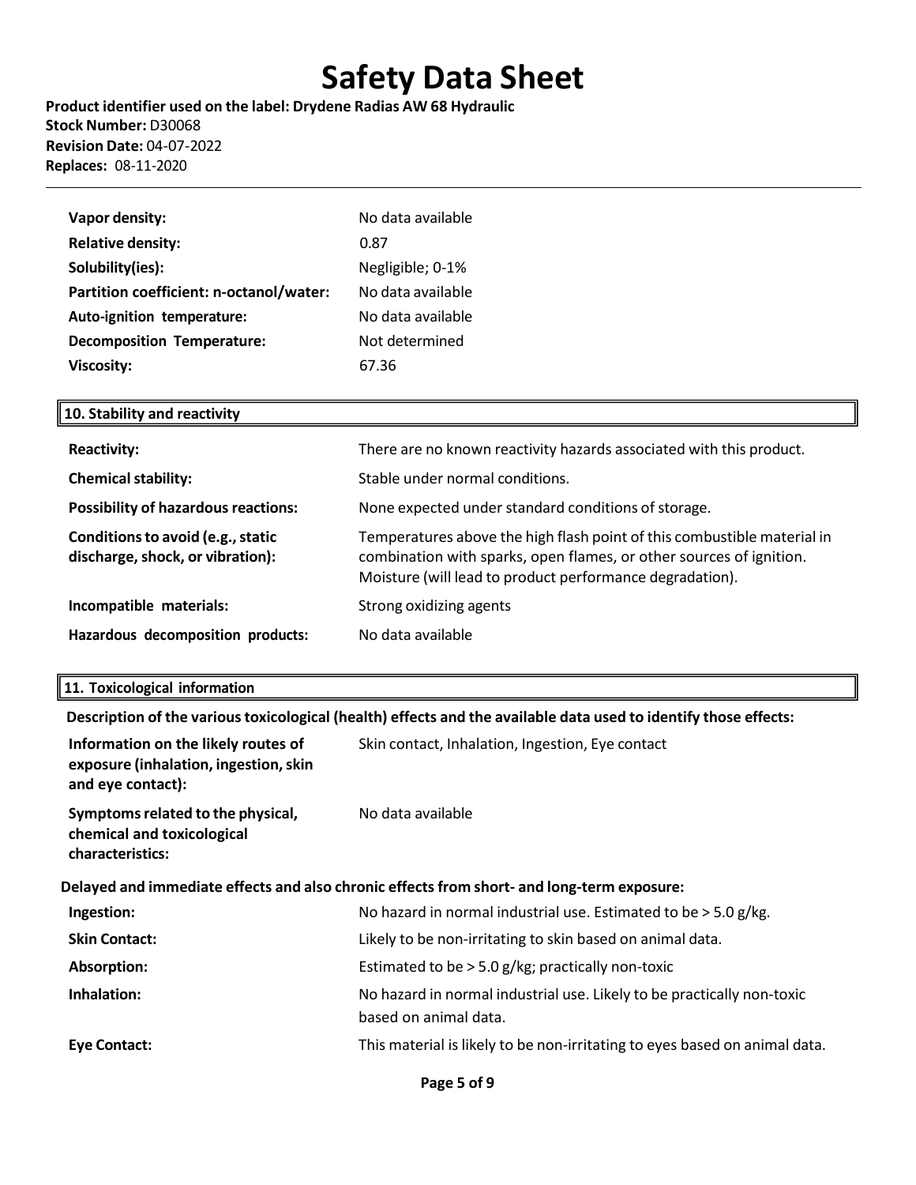| | |
|---|---|
| **Vapor density:** | No data available |
| **Relative density:** | 0.87 |
| **Solubility(ies):** | Negligible; 0-1% |
| **Partition coefficient: n-octanol/water:** | No data available |
| **Auto-ignition temperature:** | No data available |
| **Decomposition Temperature:** | Not determined |
| **Viscosity:** | 67.36 |

## 10. Stability and reactivity

| | |
|---|---|
| **Reactivity:** | There are no known reactivity hazards associated with this product. |
| **Chemical stability:** | Stable under normal conditions. |
| **Possibility of hazardous reactions:** | None expected under standard conditions of storage. |
| **Conditions to avoid (e.g., static discharge, shock, or vibration):** | Temperatures above the high flash point of this combustible material in combination with sparks, open flames, or other sources of ignition. Moisture (will lead to product performance degradation). |
| **Incompatible materials:** | Strong oxidizing agents |
| **Hazardous decomposition products:** | No data available |

## 11. Toxicological information

**Description of the various toxicological (health) effects and the available data used to identify those effects:**

| | |
|---|---|
| **Information on the likely routes of exposure (inhalation, ingestion, skin and eye contact):** | Skin contact, Inhalation, Ingestion, Eye contact |
| **Symptoms related to the physical, chemical and toxicological characteristics:** | No data available |

**Delayed and immediate effects and also chronic effects from short- and long-term exposure:**

| | |
|---|---|
| **Ingestion:** | No hazard in normal industrial use. Estimated to be > 5.0 g/kg. |
| **Skin Contact:** | Likely to be non-irritating to skin based on animal data. |
| **Absorption:** | Estimated to be > 5.0 g/kg; practically non-toxic |
| **Inhalation:** | No hazard in normal industrial use. Likely to be practically non-toxic based on animal data. |
| **Eye Contact:** | This material is likely to be non-irritating to eyes based on animal data. |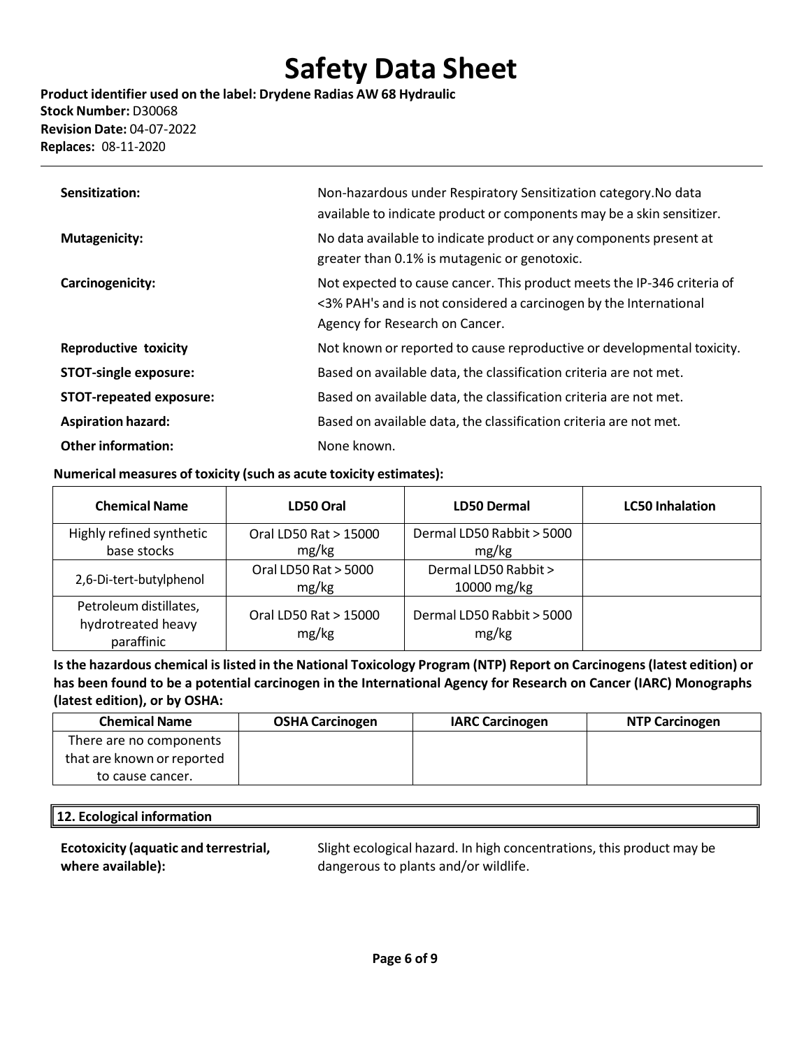| | |
|---|---|
| **Sensitization:** | Non-hazardous under Respiratory Sensitization category.No data available to indicate product or components may be a skin sensitizer. |
| **Mutagenicity:** | No data available to indicate product or any components present at greater than 0.1% is mutagenic or genotoxic. |
| **Carcinogenicity:** | Not expected to cause cancer. This product meets the IP-346 criteria of <3% PAH's and is not considered a carcinogen by the International Agency for Research on Cancer. |
| **Reproductive toxicity** | Not known or reported to cause reproductive or developmental toxicity. |
| **STOT-single exposure:** | Based on available data, the classification criteria are not met. |
| **STOT-repeated exposure:** | Based on available data, the classification criteria are not met. |
| **Aspiration hazard:** | Based on available data, the classification criteria are not met. |
| **Other information:** | None known. |

**Numerical measures of toxicity (such as acute toxicity estimates):**

| Chemical Name | LD50 Oral | LD50 Dermal | LC50 Inhalation |
|---|---|---|---|
| Highly refined synthetic base stocks | Oral LD50 Rat > 15000 mg/kg | Dermal LD50 Rabbit > 5000 mg/kg | |
| 2,6-Di-tert-butylphenol | Oral LD50 Rat > 5000 mg/kg | Dermal LD50 Rabbit > 10000 mg/kg | |
| Petroleum distillates, hydrotreated heavy paraffinic | Oral LD50 Rat > 15000 mg/kg | Dermal LD50 Rabbit > 5000 mg/kg | |

**Is the hazardous chemical is listed in the National Toxicology Program (NTP) Report on Carcinogens (latest edition) or has been found to be a potential carcinogen in the International Agency for Research on Cancer (IARC) Monographs (latest edition), or by OSHA:**

| Chemical Name | OSHA Carcinogen | IARC Carcinogen | NTP Carcinogen |
|---|---|---|---|
| There are no components that are known or reported to cause cancer. | | | |

## 12. Ecological information

| | |
|---|---|
| **Ecotoxicity (aquatic and terrestrial, where available):** | Slight ecological hazard. In high concentrations, this product may be dangerous to plants and/or wildlife. |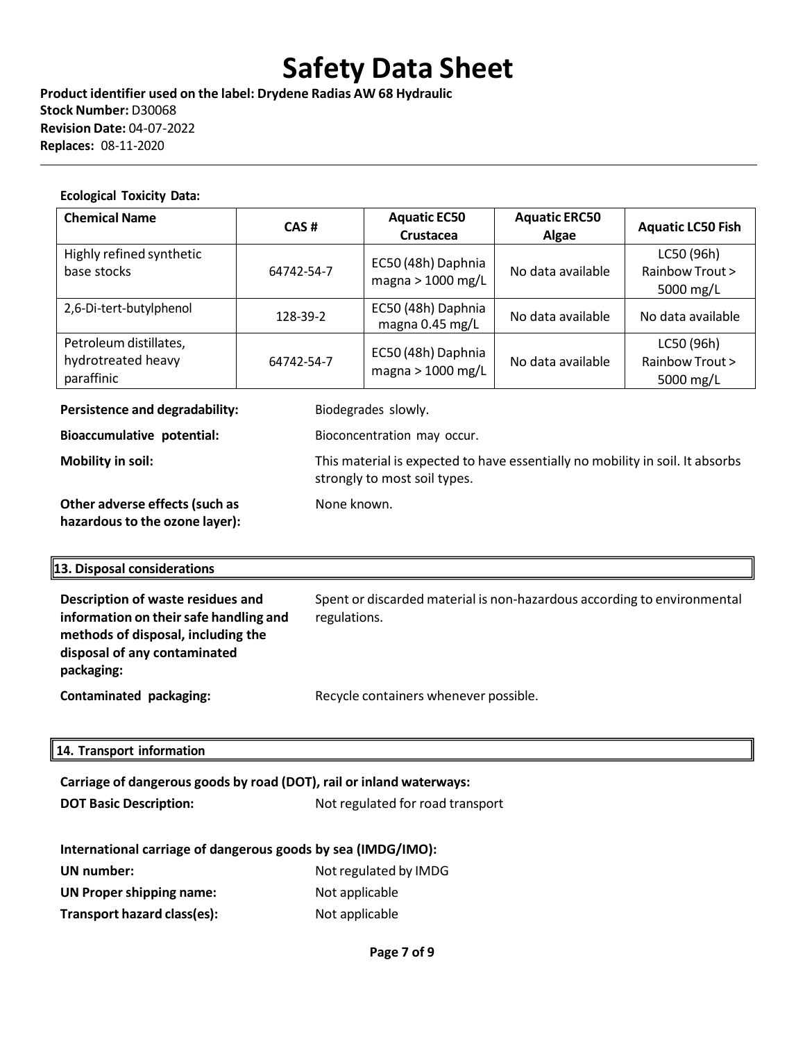**Ecological Toxicity Data:**

| Chemical Name | CAS # | Aquatic EC50 Crustacea | Aquatic ERC50 Algae | Aquatic LC50 Fish |
|---|---|---|---|---|
| Highly refined synthetic base stocks | 64742-54-7 | EC50 (48h) Daphnia magna > 1000 mg/L | No data available | LC50 (96h) Rainbow Trout > 5000 mg/L |
| 2,6-Di-tert-butylphenol | 128-39-2 | EC50 (48h) Daphnia magna 0.45 mg/L | No data available | No data available |
| Petroleum distillates, hydrotreated heavy paraffinic | 64742-54-7 | EC50 (48h) Daphnia magna > 1000 mg/L | No data available | LC50 (96h) Rainbow Trout > 5000 mg/L |

**Persistence and degradability:** Biodegrades slowly.

**Bioaccumulative potential:** Bioconcentration may occur.

**Mobility in soil:** This material is expected to have essentially no mobility in soil. It absorbs strongly to most soil types.

**Other adverse effects (such as hazardous to the ozone layer):** None known.

## 13. Disposal considerations

**Description of waste residues and information on their safe handling and methods of disposal, including the disposal of any contaminated packaging:** Spent or discarded material is non-hazardous according to environmental regulations.

**Contaminated packaging:** Recycle containers whenever possible.

## 14. Transport information

**Carriage of dangerous goods by road (DOT), rail or inland waterways:**

**DOT Basic Description:** Not regulated for road transport

**International carriage of dangerous goods by sea (IMDG/IMO):**

**UN number:** Not regulated by IMDG

**UN Proper shipping name:** Not applicable

**Transport hazard class(es):** Not applicable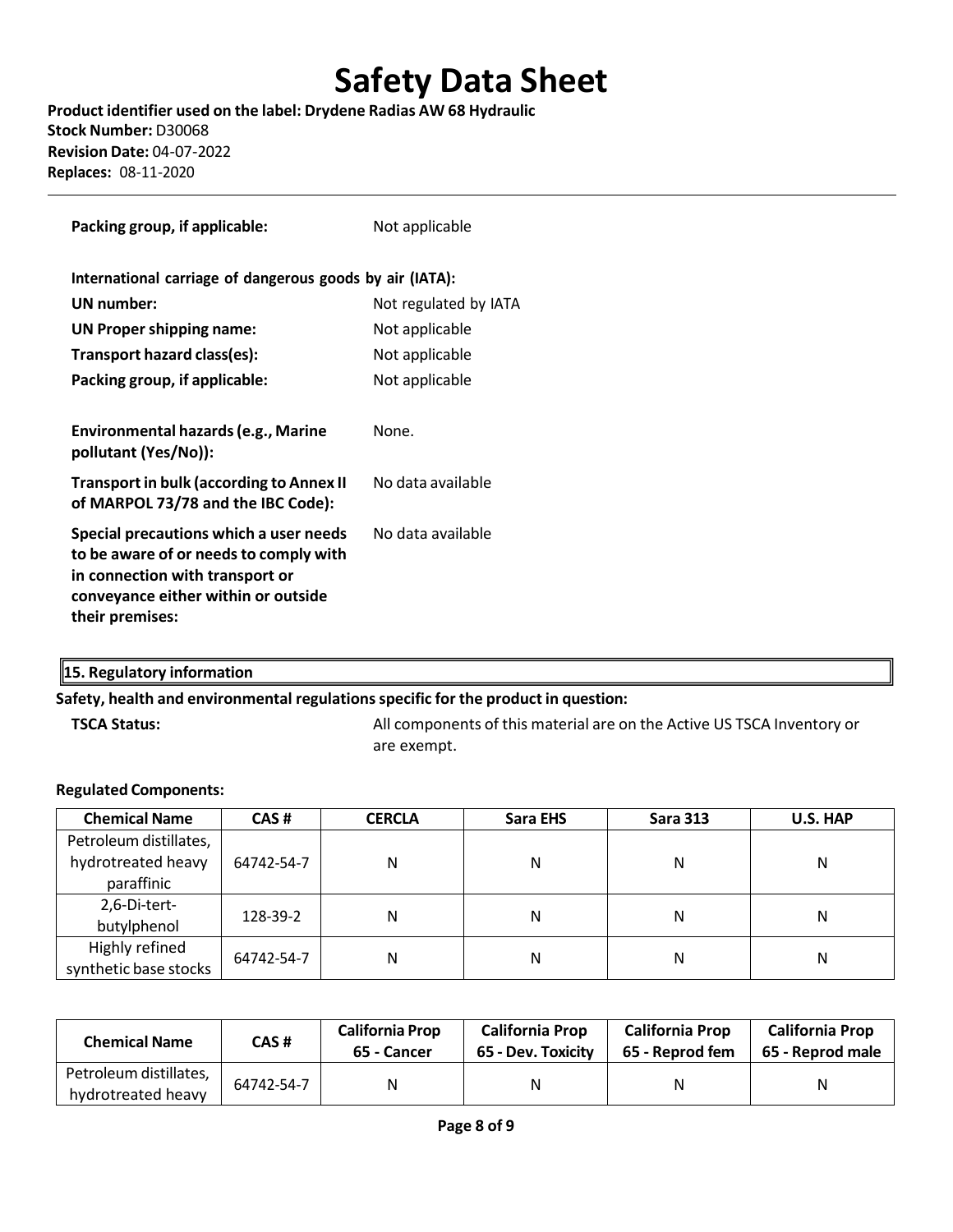| | |
|---|---|
| **Packing group, if applicable:** | Not applicable |

**International carriage of dangerous goods by air (IATA):**

| | |
|---|---|
| **UN number:** | Not regulated by IATA |
| **UN Proper shipping name:** | Not applicable |
| **Transport hazard class(es):** | Not applicable |
| **Packing group, if applicable:** | Not applicable |
| **Environmental hazards (e.g., Marine pollutant (Yes/No)):** | None. |
| **Transport in bulk (according to Annex II of MARPOL 73/78 and the IBC Code):** | No data available |
| **Special precautions which a user needs to be aware of or needs to comply with in connection with transport or conveyance either within or outside their premises:** | No data available |

## 15. Regulatory information

**Safety, health and environmental regulations specific for the product in question:**

**TSCA Status:** All components of this material are on the Active US TSCA Inventory or are exempt.

**Regulated Components:**

| Chemical Name | CAS # | CERCLA | Sara EHS | Sara 313 | U.S. HAP |
|---|---|---|---|---|---|
| Petroleum distillates, hydrotreated heavy paraffinic | 64742-54-7 | N | N | N | N |
| 2,6-Di-tert-butylphenol | 128-39-2 | N | N | N | N |
| Highly refined synthetic base stocks | 64742-54-7 | N | N | N | N |

| Chemical Name | CAS # | California Prop 65 - Cancer | California Prop 65 - Dev. Toxicity | California Prop 65 - Reprod fem | California Prop 65 - Reprod male |
|---|---|---|---|---|---|
| Petroleum distillates, hydrotreated heavy | 64742-54-7 | N | N | N | N |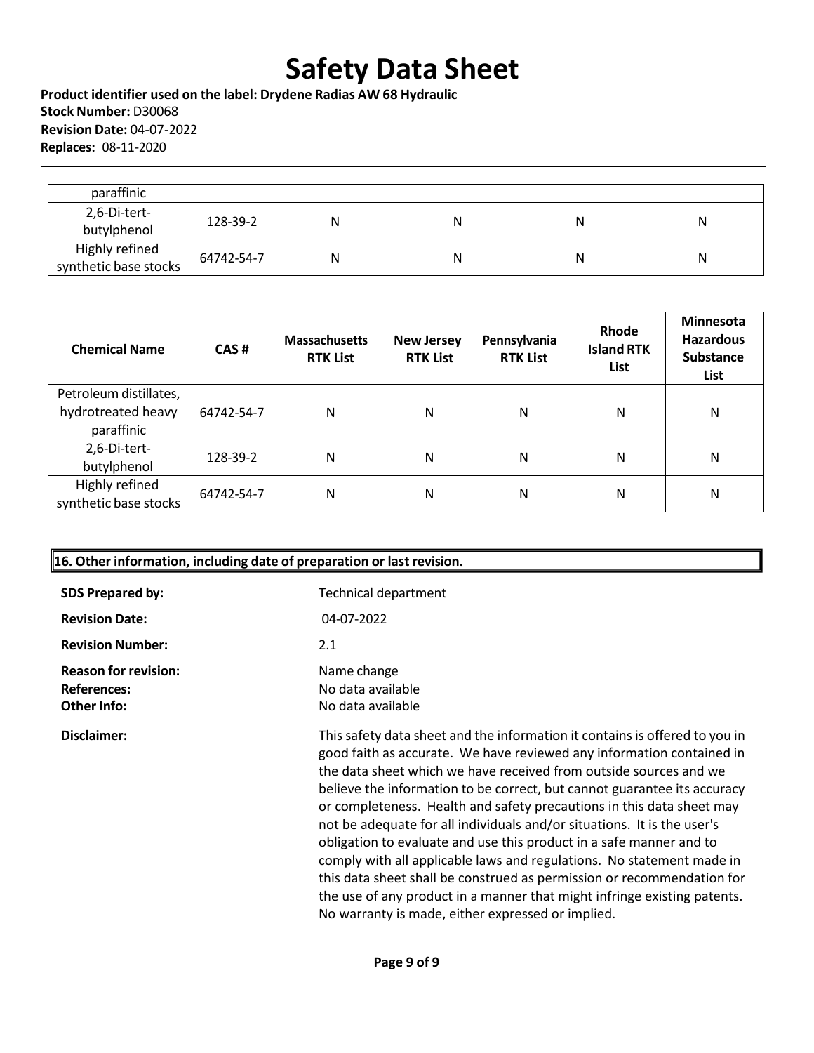| | | | | | |
|---|---|---|---|---|---|
| paraffinic | | | | | |
| 2,6-Di-tert-butylphenol | 128-39-2 | N | N | N | N |
| Highly refined synthetic base stocks | 64742-54-7 | N | N | N | N |

| Chemical Name | CAS # | Massachusetts RTK List | New Jersey RTK List | Pennsylvania RTK List | Rhode Island RTK List | Minnesota Hazardous Substance List |
|---|---|---|---|---|---|---|
| Petroleum distillates, hydrotreated heavy paraffinic | 64742-54-7 | N | N | N | N | N |
| 2,6-Di-tert-butylphenol | 128-39-2 | N | N | N | N | N |
| Highly refined synthetic base stocks | 64742-54-7 | N | N | N | N | N |

## 16. Other information, including date of preparation or last revision.

**SDS Prepared by:** Technical department

**Revision Date:** 04-07-2022

**Revision Number:** 2.1

**Reason for revision:** Name change
**References:** No data available
**Other Info:** No data available

**Disclaimer:** This safety data sheet and the information it contains is offered to you in good faith as accurate. We have reviewed any information contained in the data sheet which we have received from outside sources and we believe the information to be correct, but cannot guarantee its accuracy or completeness. Health and safety precautions in this data sheet may not be adequate for all individuals and/or situations. It is the user's obligation to evaluate and use this product in a safe manner and to comply with all applicable laws and regulations. No statement made in this data sheet shall be construed as permission or recommendation for the use of any product in a manner that might infringe existing patents. No warranty is made, either expressed or implied.